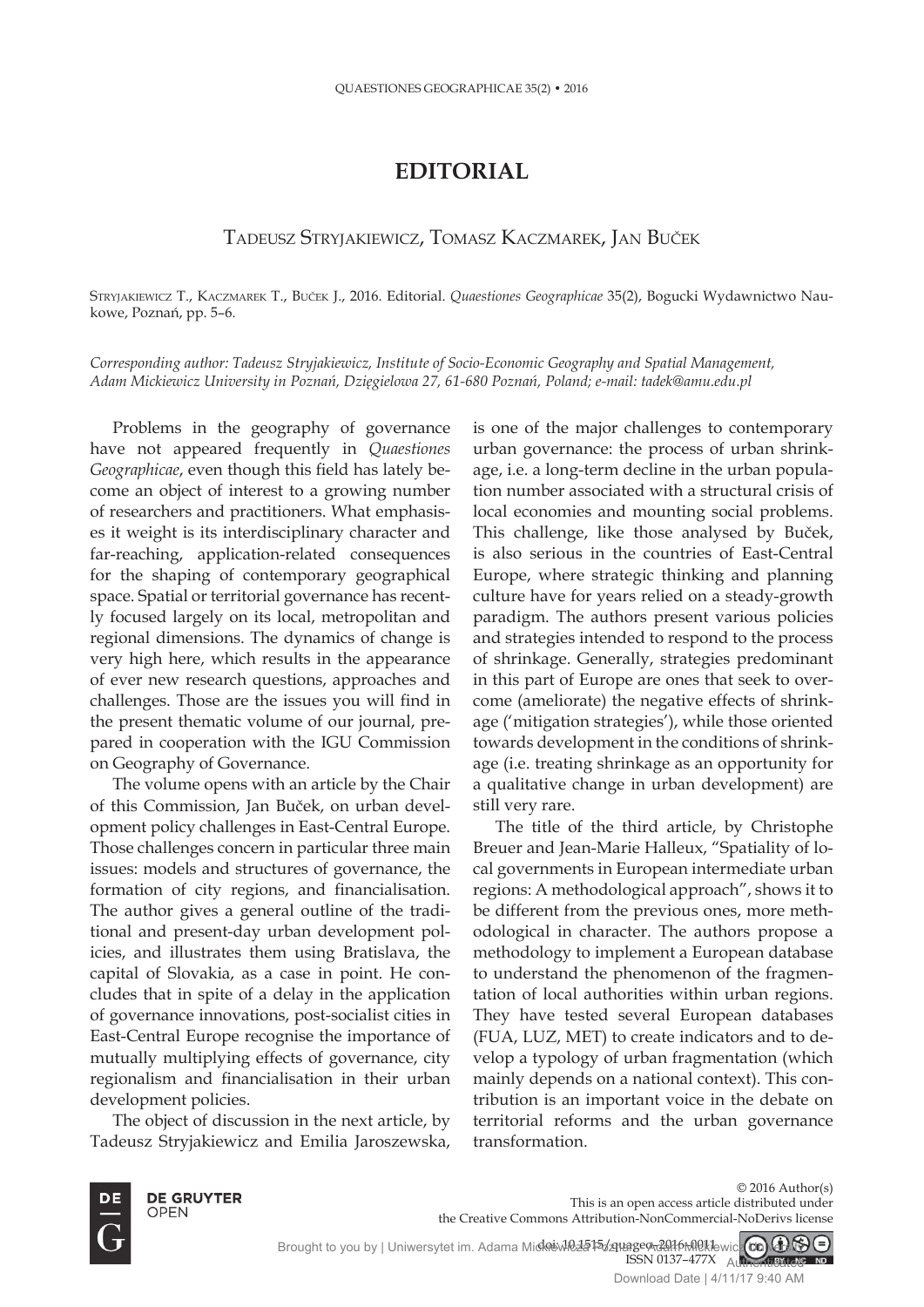# EDITORIAL

## Tadeusz Stryjakiewicz, Tomasz Kaczmarek, Jan Buček

Stryjakiewicz T., Kaczmarek T., Buček J., 2016. Editorial. *Quaestiones Geographicae* 35(2), Bogucki Wydawnictwo Naukowe, Poznań, pp. 5–6.

*Corresponding author: Tadeusz Stryjakiewicz, Institute of Socio-Economic Geography and Spatial Management, Adam Mickiewicz University in Poznań, Dzięgielowa 27, 61-680 Poznań, Poland; e-mail: tadek@amu.edu.pl*

Problems in the geography of governance have not appeared frequently in *Quaestiones Geographicae*, even though this field has lately become an object of interest to a growing number of researchers and practitioners. What emphasises it weight is its interdisciplinary character and far-reaching, application-related consequences for the shaping of contemporary geographical space. Spatial or territorial governance has recently focused largely on its local, metropolitan and regional dimensions. The dynamics of change is very high here, which results in the appearance of ever new research questions, approaches and challenges. Those are the issues you will find in the present thematic volume of our journal, prepared in cooperation with the IGU Commission on Geography of Governance.

The volume opens with an article by the Chair of this Commission, Jan Buček, on urban development policy challenges in East-Central Europe. Those challenges concern in particular three main issues: models and structures of governance, the formation of city regions, and financialisation. The author gives a general outline of the traditional and present-day urban development policies, and illustrates them using Bratislava, the capital of Slovakia, as a case in point. He concludes that in spite of a delay in the application of governance innovations, post-socialist cities in East-Central Europe recognise the importance of mutually multiplying effects of governance, city regionalism and financialisation in their urban development policies.

The object of discussion in the next article, by Tadeusz Stryjakiewicz and Emilia Jaroszewska, is one of the major challenges to contemporary urban governance: the process of urban shrinkage, i.e. a long-term decline in the urban population number associated with a structural crisis of local economies and mounting social problems. This challenge, like those analysed by Buček, is also serious in the countries of East-Central Europe, where strategic thinking and planning culture have for years relied on a steady-growth paradigm. The authors present various policies and strategies intended to respond to the process of shrinkage. Generally, strategies predominant in this part of Europe are ones that seek to overcome (ameliorate) the negative effects of shrinkage ('mitigation strategies'), while those oriented towards development in the conditions of shrinkage (i.e. treating shrinkage as an opportunity for a qualitative change in urban development) are still very rare.

The title of the third article, by Christophe Breuer and Jean-Marie Halleux, "Spatiality of local governments in European intermediate urban regions: A methodological approach", shows it to be different from the previous ones, more methodological in character. The authors propose a methodology to implement a European database to understand the phenomenon of the fragmentation of local authorities within urban regions. They have tested several European databases (FUA, LUZ, MET) to create indicators and to develop a typology of urban fragmentation (which mainly depends on a national context). This contribution is an important voice in the debate on territorial reforms and the urban governance transformation.

© 2016 Author(s)
This is an open access article distributed under
the Creative Commons Attribution-NonCommercial-NoDerivs license

doi: 10.1515/quageo-2016-0011
ISSN 0137-477X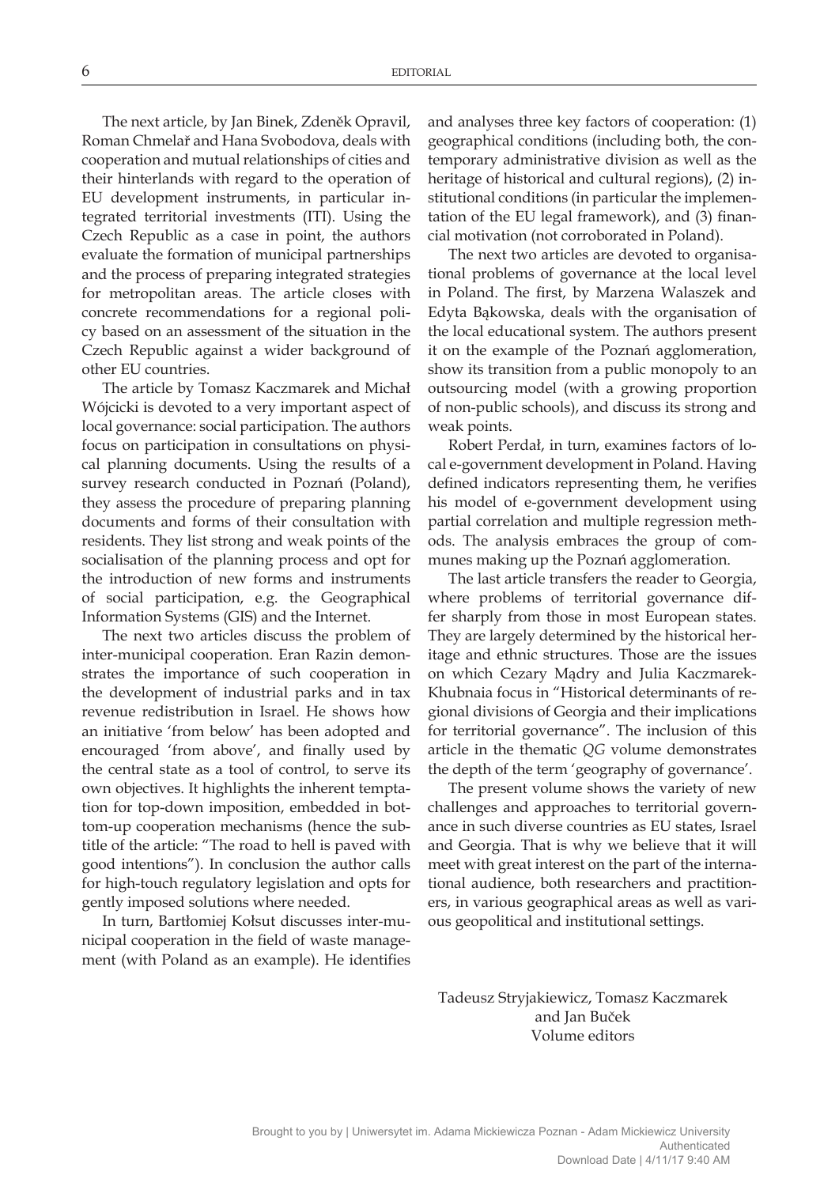The next article, by Jan Binek, Zdeněk Opravil, Roman Chmelař and Hana Svobodova, deals with cooperation and mutual relationships of cities and their hinterlands with regard to the operation of EU development instruments, in particular integrated territorial investments (ITI). Using the Czech Republic as a case in point, the authors evaluate the formation of municipal partnerships and the process of preparing integrated strategies for metropolitan areas. The article closes with concrete recommendations for a regional policy based on an assessment of the situation in the Czech Republic against a wider background of other EU countries.

The article by Tomasz Kaczmarek and Michał Wójcicki is devoted to a very important aspect of local governance: social participation. The authors focus on participation in consultations on physical planning documents. Using the results of a survey research conducted in Poznań (Poland), they assess the procedure of preparing planning documents and forms of their consultation with residents. They list strong and weak points of the socialisation of the planning process and opt for the introduction of new forms and instruments of social participation, e.g. the Geographical Information Systems (GIS) and the Internet.

The next two articles discuss the problem of inter-municipal cooperation. Eran Razin demonstrates the importance of such cooperation in the development of industrial parks and in tax revenue redistribution in Israel. He shows how an initiative 'from below' has been adopted and encouraged 'from above', and finally used by the central state as a tool of control, to serve its own objectives. It highlights the inherent temptation for top-down imposition, embedded in bottom-up cooperation mechanisms (hence the subtitle of the article: "The road to hell is paved with good intentions"). In conclusion the author calls for high-touch regulatory legislation and opts for gently imposed solutions where needed.

In turn, Bartłomiej Kołsut discusses inter-municipal cooperation in the field of waste management (with Poland as an example). He identifies and analyses three key factors of cooperation: (1) geographical conditions (including both, the contemporary administrative division as well as the heritage of historical and cultural regions), (2) institutional conditions (in particular the implementation of the EU legal framework), and (3) financial motivation (not corroborated in Poland).

The next two articles are devoted to organisational problems of governance at the local level in Poland. The first, by Marzena Walaszek and Edyta Bąkowska, deals with the organisation of the local educational system. The authors present it on the example of the Poznań agglomeration, show its transition from a public monopoly to an outsourcing model (with a growing proportion of non-public schools), and discuss its strong and weak points.

Robert Perdał, in turn, examines factors of local e-government development in Poland. Having defined indicators representing them, he verifies his model of e-government development using partial correlation and multiple regression methods. The analysis embraces the group of communes making up the Poznań agglomeration.

The last article transfers the reader to Georgia, where problems of territorial governance differ sharply from those in most European states. They are largely determined by the historical heritage and ethnic structures. Those are the issues on which Cezary Mądry and Julia Kaczmarek-Khubnaia focus in "Historical determinants of regional divisions of Georgia and their implications for territorial governance". The inclusion of this article in the thematic *QG* volume demonstrates the depth of the term 'geography of governance'.

The present volume shows the variety of new challenges and approaches to territorial governance in such diverse countries as EU states, Israel and Georgia. That is why we believe that it will meet with great interest on the part of the international audience, both researchers and practitioners, in various geographical areas as well as various geopolitical and institutional settings.

Tadeusz Stryjakiewicz, Tomasz Kaczmarek
and Jan Buček
Volume editors